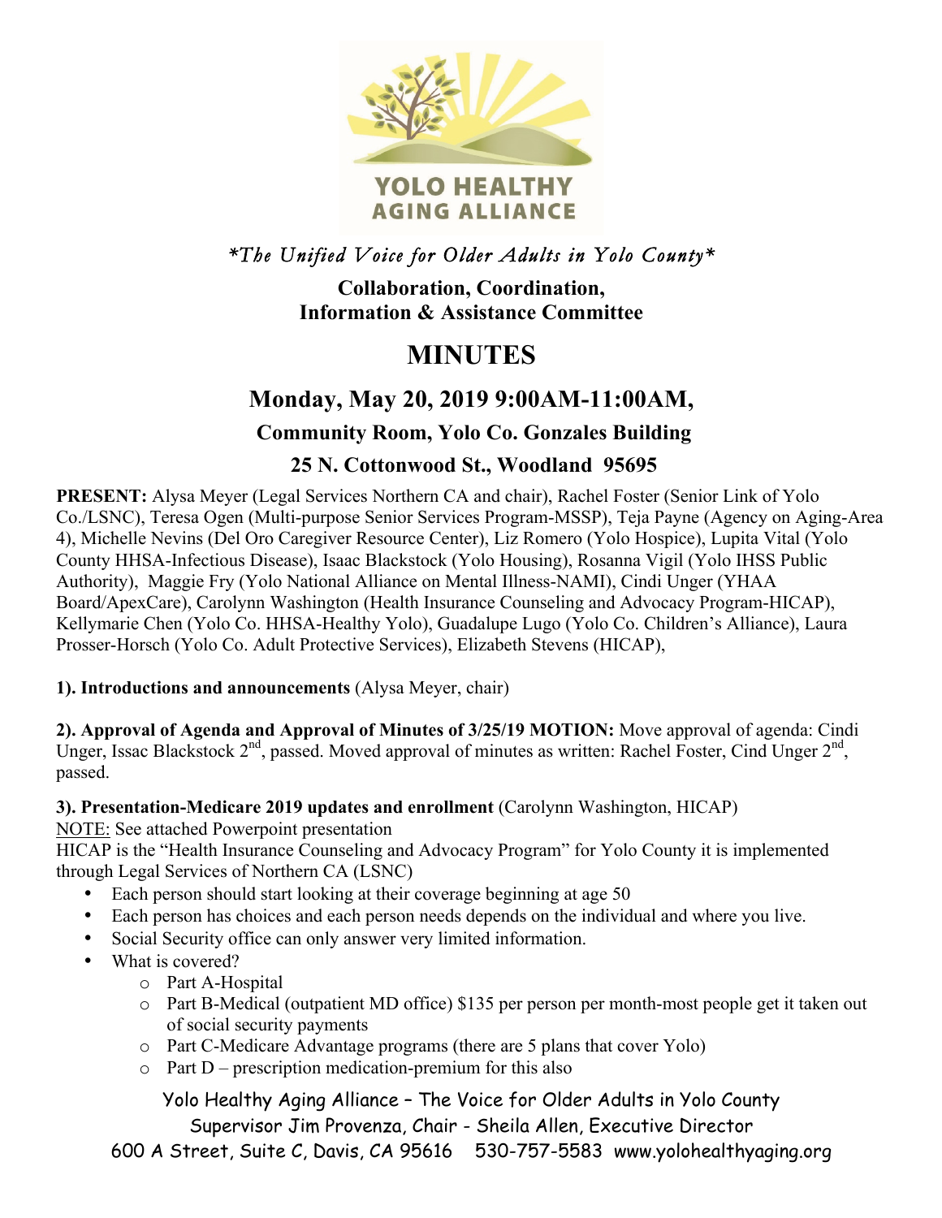YOLO HEALTHY AGING ALLIANCE

*\*The Unified Voice for Older Adults in Yolo County\**

**Collaboration, Coordination, Information & Assistance Committee**

# MINUTES

## Monday, May 20, 2019 9:00AM-11:00AM,

### Community Room, Yolo Co. Gonzales Building

### 25 N. Cottonwood St., Woodland 95695

**PRESENT:** Alysa Meyer (Legal Services Northern CA and chair), Rachel Foster (Senior Link of Yolo Co./LSNC), Teresa Ogen (Multi-purpose Senior Services Program-MSSP), Teja Payne (Agency on Aging-Area 4), Michelle Nevins (Del Oro Caregiver Resource Center), Liz Romero (Yolo Hospice), Lupita Vital (Yolo County HHSA-Infectious Disease), Isaac Blackstock (Yolo Housing), Rosanna Vigil (Yolo IHSS Public Authority), Maggie Fry (Yolo National Alliance on Mental Illness-NAMI), Cindi Unger (YHAA Board/ApexCare), Carolynn Washington (Health Insurance Counseling and Advocacy Program-HICAP), Kellymarie Chen (Yolo Co. HHSA-Healthy Yolo), Guadalupe Lugo (Yolo Co. Children's Alliance), Laura Prosser-Horsch (Yolo Co. Adult Protective Services), Elizabeth Stevens (HICAP),

**1). Introductions and announcements** (Alysa Meyer, chair)

**2). Approval of Agenda and Approval of Minutes of 3/25/19 MOTION:** Move approval of agenda: Cindi Unger, Issac Blackstock 2nd, passed. Moved approval of minutes as written: Rachel Foster, Cind Unger 2nd, passed.

**3). Presentation-Medicare 2019 updates and enrollment** (Carolynn Washington, HICAP)

NOTE: See attached Powerpoint presentation

HICAP is the "Health Insurance Counseling and Advocacy Program" for Yolo County it is implemented through Legal Services of Northern CA (LSNC)

- Each person should start looking at their coverage beginning at age 50
- Each person has choices and each person needs depends on the individual and where you live.
- Social Security office can only answer very limited information.
- What is covered?
  - Part A-Hospital
  - Part B-Medical (outpatient MD office) $135 per person per month-most people get it taken out of social security payments
  - Part C-Medicare Advantage programs (there are 5 plans that cover Yolo)
  - Part D – prescription medication-premium for this also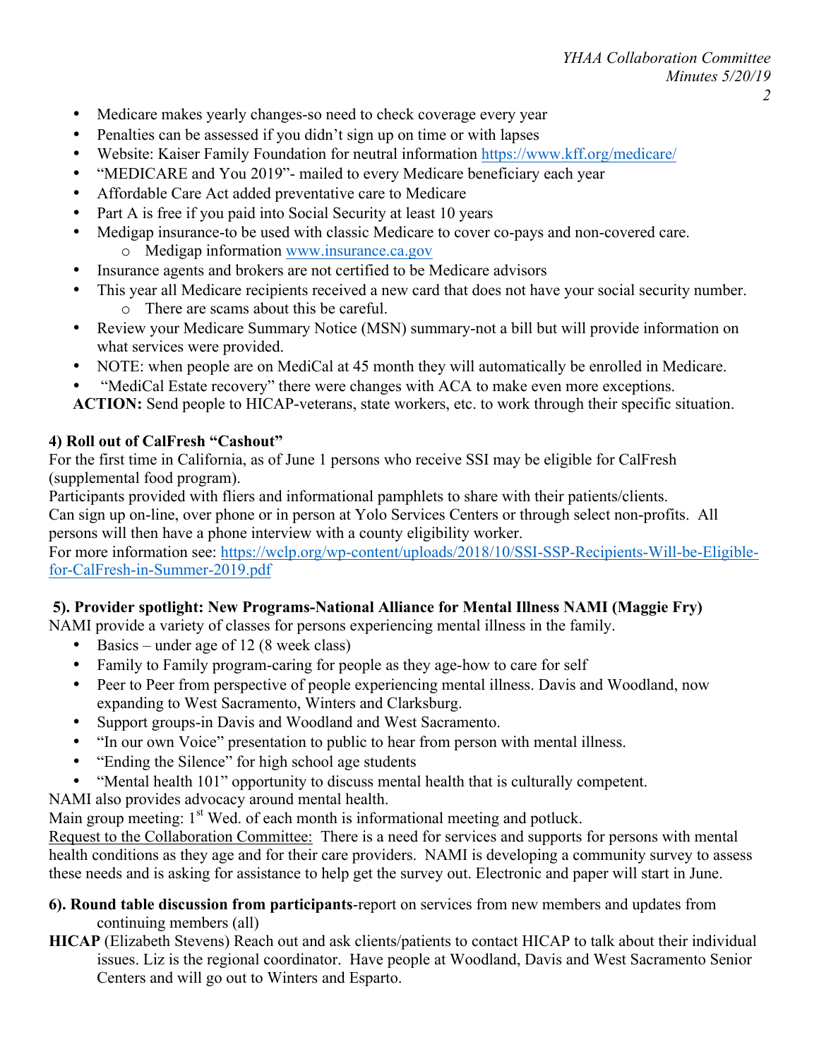- Medicare makes yearly changes-so need to check coverage every year
- Penalties can be assessed if you didn't sign up on time or with lapses
- Website: Kaiser Family Foundation for neutral information https://www.kff.org/medicare/
- "MEDICARE and You 2019"- mailed to every Medicare beneficiary each year
- Affordable Care Act added preventative care to Medicare
- Part A is free if you paid into Social Security at least 10 years
- Medigap insurance-to be used with classic Medicare to cover co-pays and non-covered care.
    - Medigap information www.insurance.ca.gov
- Insurance agents and brokers are not certified to be Medicare advisors
- This year all Medicare recipients received a new card that does not have your social security number.
    - There are scams about this be careful.
- Review your Medicare Summary Notice (MSN) summary-not a bill but will provide information on what services were provided.
- NOTE: when people are on MediCal at 45 month they will automatically be enrolled in Medicare.
- "MediCal Estate recovery" there were changes with ACA to make even more exceptions.

**ACTION:** Send people to HICAP-veterans, state workers, etc. to work through their specific situation.

**4) Roll out of CalFresh "Cashout"**

For the first time in California, as of June 1 persons who receive SSI may be eligible for CalFresh (supplemental food program).

Participants provided with fliers and informational pamphlets to share with their patients/clients.

Can sign up on-line, over phone or in person at Yolo Services Centers or through select non-profits. All persons will then have a phone interview with a county eligibility worker.

For more information see: https://wclp.org/wp-content/uploads/2018/10/SSI-SSP-Recipients-Will-be-Eligible-for-CalFresh-in-Summer-2019.pdf

**5). Provider spotlight: New Programs-National Alliance for Mental Illness NAMI (Maggie Fry)**

NAMI provide a variety of classes for persons experiencing mental illness in the family.

- Basics – under age of 12 (8 week class)
- Family to Family program-caring for people as they age-how to care for self
- Peer to Peer from perspective of people experiencing mental illness. Davis and Woodland, now expanding to West Sacramento, Winters and Clarksburg.
- Support groups-in Davis and Woodland and West Sacramento.
- "In our own Voice" presentation to public to hear from person with mental illness.
- "Ending the Silence" for high school age students
- "Mental health 101" opportunity to discuss mental health that is culturally competent.

NAMI also provides advocacy around mental health.

Main group meeting: 1st Wed. of each month is informational meeting and potluck.

Request to the Collaboration Committee: There is a need for services and supports for persons with mental health conditions as they age and for their care providers. NAMI is developing a community survey to assess these needs and is asking for assistance to help get the survey out. Electronic and paper will start in June.

**6). Round table discussion from participants**-report on services from new members and updates from continuing members (all)

**HICAP** (Elizabeth Stevens) Reach out and ask clients/patients to contact HICAP to talk about their individual issues. Liz is the regional coordinator. Have people at Woodland, Davis and West Sacramento Senior Centers and will go out to Winters and Esparto.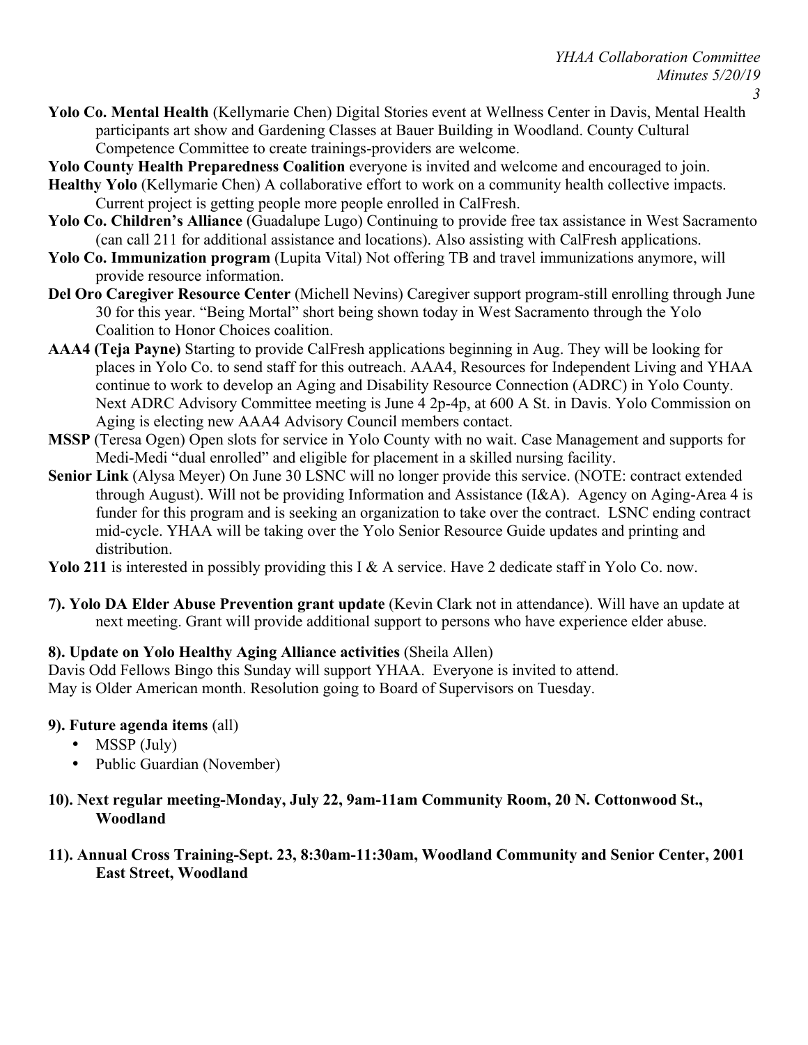**Yolo Co. Mental Health** (Kellymarie Chen) Digital Stories event at Wellness Center in Davis, Mental Health participants art show and Gardening Classes at Bauer Building in Woodland. County Cultural Competence Committee to create trainings-providers are welcome.

**Yolo County Health Preparedness Coalition** everyone is invited and welcome and encouraged to join.

**Healthy Yolo** (Kellymarie Chen) A collaborative effort to work on a community health collective impacts. Current project is getting people more people enrolled in CalFresh.

**Yolo Co. Children's Alliance** (Guadalupe Lugo) Continuing to provide free tax assistance in West Sacramento (can call 211 for additional assistance and locations). Also assisting with CalFresh applications.

**Yolo Co. Immunization program** (Lupita Vital) Not offering TB and travel immunizations anymore, will provide resource information.

**Del Oro Caregiver Resource Center** (Michell Nevins) Caregiver support program-still enrolling through June 30 for this year. "Being Mortal" short being shown today in West Sacramento through the Yolo Coalition to Honor Choices coalition.

**AAA4 (Teja Payne)** Starting to provide CalFresh applications beginning in Aug. They will be looking for places in Yolo Co. to send staff for this outreach. AAA4, Resources for Independent Living and YHAA continue to work to develop an Aging and Disability Resource Connection (ADRC) in Yolo County. Next ADRC Advisory Committee meeting is June 4 2p-4p, at 600 A St. in Davis. Yolo Commission on Aging is electing new AAA4 Advisory Council members contact.

**MSSP** (Teresa Ogen) Open slots for service in Yolo County with no wait. Case Management and supports for Medi-Medi "dual enrolled" and eligible for placement in a skilled nursing facility.

**Senior Link** (Alysa Meyer) On June 30 LSNC will no longer provide this service. (NOTE: contract extended through August). Will not be providing Information and Assistance (I&A). Agency on Aging-Area 4 is funder for this program and is seeking an organization to take over the contract. LSNC ending contract mid-cycle. YHAA will be taking over the Yolo Senior Resource Guide updates and printing and distribution.

**Yolo 211** is interested in possibly providing this I & A service. Have 2 dedicate staff in Yolo Co. now.

**7). Yolo DA Elder Abuse Prevention grant update** (Kevin Clark not in attendance). Will have an update at next meeting. Grant will provide additional support to persons who have experience elder abuse.

**8). Update on Yolo Healthy Aging Alliance activities** (Sheila Allen)

Davis Odd Fellows Bingo this Sunday will support YHAA. Everyone is invited to attend.
May is Older American month. Resolution going to Board of Supervisors on Tuesday.

**9). Future agenda items** (all)

- MSSP (July)
- Public Guardian (November)

**10). Next regular meeting-Monday, July 22, 9am-11am Community Room, 20 N. Cottonwood St., Woodland**

**11). Annual Cross Training-Sept. 23, 8:30am-11:30am, Woodland Community and Senior Center, 2001 East Street, Woodland**